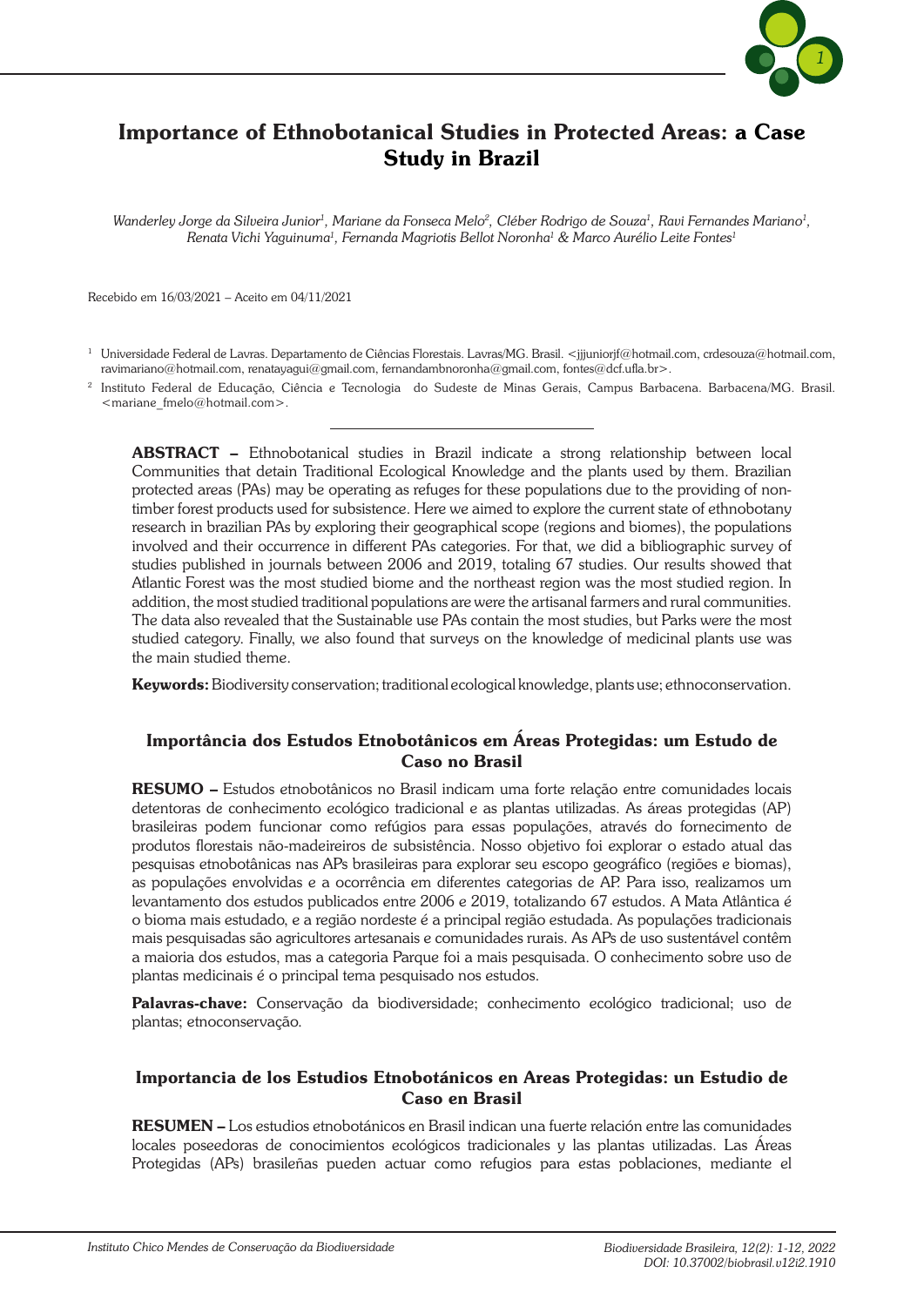# Importance of Ethnobotanical Studies in Protected Areas: a Case Study in Brazil

*Wanderley Jorge da Silveira Junior[1], Mariane da Fonseca Melo[2], Cléber Rodrigo de Souza[1], Ravi Fernandes Mariano[1], Renata Vichi Yaguinuma[1], Fernanda Magriotis Bellot Noronha[1] & Marco Aurélio Leite Fontes[1]*

Recebido em 16/03/2021 – Aceito em 04/11/2021

[1] Universidade Federal de Lavras. Departamento de Ciências Florestais. Lavras/MG. Brasil. <jjjuniorjf@hotmail.com, crdesouza@hotmail.com, ravimariano@hotmail.com, renatayagui@gmail.com, fernandambnoronha@gmail.com, fontes@dcf.ufla.br>.

[2] Instituto Federal de Educação, Ciência e Tecnologia do Sudeste de Minas Gerais, Campus Barbacena. Barbacena/MG. Brasil. <mariane_fmelo@hotmail.com>.

**ABSTRACT –** Ethnobotanical studies in Brazil indicate a strong relationship between local Communities that detain Traditional Ecological Knowledge and the plants used by them. Brazilian protected areas (PAs) may be operating as refuges for these populations due to the providing of non-timber forest products used for subsistence. Here we aimed to explore the current state of ethnobotany research in brazilian PAs by exploring their geographical scope (regions and biomes), the populations involved and their occurrence in different PAs categories. For that, we did a bibliographic survey of studies published in journals between 2006 and 2019, totaling 67 studies. Our results showed that Atlantic Forest was the most studied biome and the northeast region was the most studied region. In addition, the most studied traditional populations are were the artisanal farmers and rural communities. The data also revealed that the Sustainable use PAs contain the most studies, but Parks were the most studied category. Finally, we also found that surveys on the knowledge of medicinal plants use was the main studied theme.

**Keywords:** Biodiversity conservation; traditional ecological knowledge, plants use; ethnoconservation.

## Importância dos Estudos Etnobotânicos em Áreas Protegidas: um Estudo de Caso no Brasil

**RESUMO –** Estudos etnobotânicos no Brasil indicam uma forte relação entre comunidades locais detentoras de conhecimento ecológico tradicional e as plantas utilizadas. As áreas protegidas (AP) brasileiras podem funcionar como refúgios para essas populações, através do fornecimento de produtos florestais não-madeireiros de subsistência. Nosso objetivo foi explorar o estado atual das pesquisas etnobotânicas nas APs brasileiras para explorar seu escopo geográfico (regiões e biomas), as populações envolvidas e a ocorrência em diferentes categorias de AP. Para isso, realizamos um levantamento dos estudos publicados entre 2006 e 2019, totalizando 67 estudos. A Mata Atlântica é o bioma mais estudado, e a região nordeste é a principal região estudada. As populações tradicionais mais pesquisadas são agricultores artesanais e comunidades rurais. As APs de uso sustentável contêm a maioria dos estudos, mas a categoria Parque foi a mais pesquisada. O conhecimento sobre uso de plantas medicinais é o principal tema pesquisado nos estudos.

**Palavras-chave:** Conservação da biodiversidade; conhecimento ecológico tradicional; uso de plantas; etnoconservação.

## Importancia de los Estudios Etnobotánicos en Areas Protegidas: un Estudio de Caso en Brasil

**RESUMEN –** Los estudios etnobotánicos en Brasil indican una fuerte relación entre las comunidades locales poseedoras de conocimientos ecológicos tradicionales y las plantas utilizadas. Las Áreas Protegidas (APs) brasileñas pueden actuar como refugios para estas poblaciones, mediante el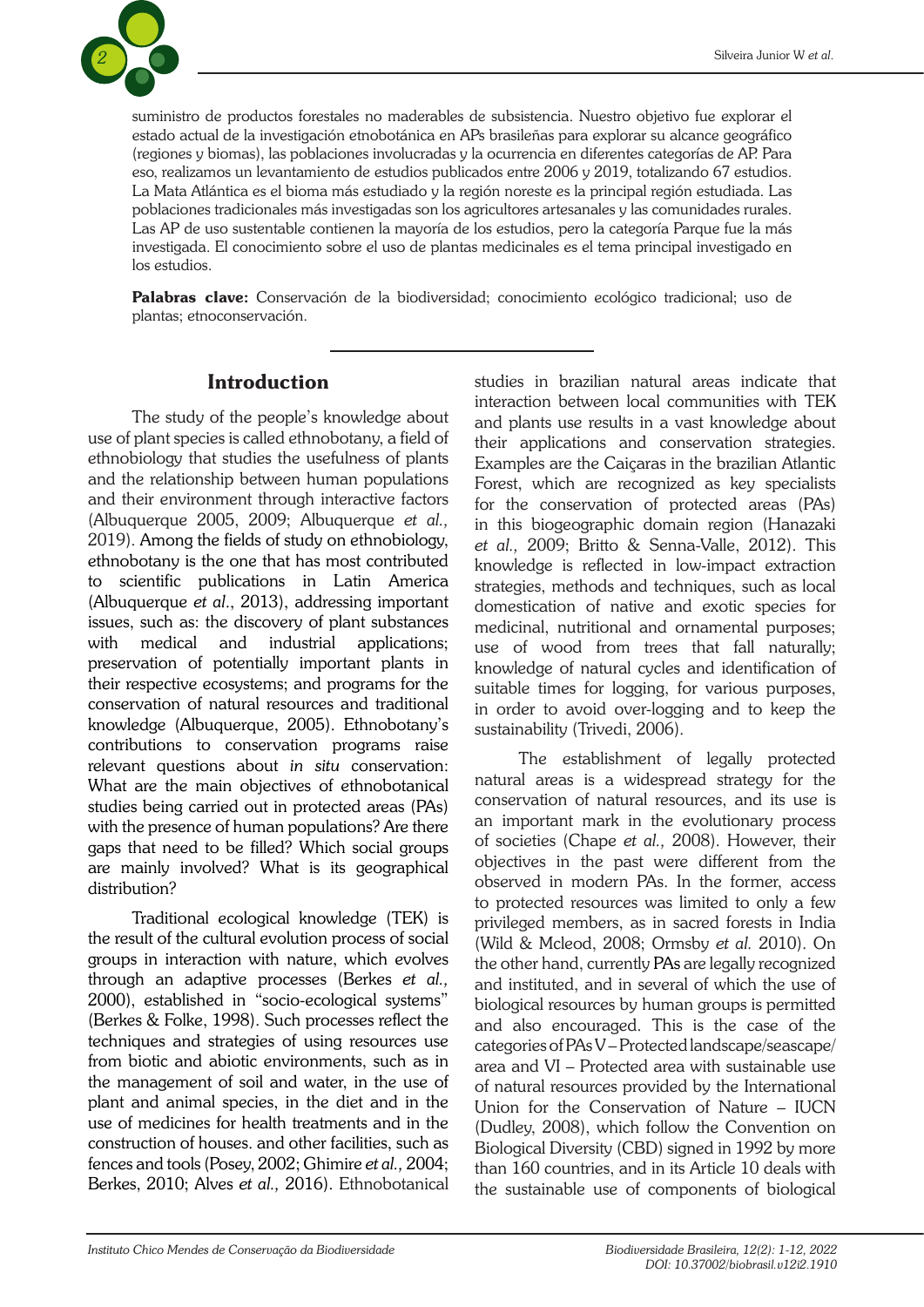suministro de productos forestales no maderables de subsistencia. Nuestro objetivo fue explorar el estado actual de la investigación etnobotánica en APs brasileñas para explorar su alcance geográfico (regiones y biomas), las poblaciones involucradas y la ocurrencia en diferentes categorías de AP. Para eso, realizamos un levantamiento de estudios publicados entre 2006 y 2019, totalizando 67 estudios. La Mata Atlántica es el bioma más estudiado y la región noreste es la principal región estudiada. Las poblaciones tradicionales más investigadas son los agricultores artesanales y las comunidades rurales. Las AP de uso sustentable contienen la mayoría de los estudios, pero la categoría Parque fue la más investigada. El conocimiento sobre el uso de plantas medicinales es el tema principal investigado en los estudios.

**Palabras clave:** Conservación de la biodiversidad; conocimiento ecológico tradicional; uso de plantas; etnoconservación.

## Introduction

The study of the people's knowledge about use of plant species is called ethnobotany, a field of ethnobiology that studies the usefulness of plants and the relationship between human populations and their environment through interactive factors (Albuquerque 2005, 2009; Albuquerque *et al.,* 2019). Among the fields of study on ethnobiology, ethnobotany is the one that has most contributed to scientific publications in Latin America (Albuquerque *et al*., 2013), addressing important issues, such as: the discovery of plant substances with medical and industrial applications; preservation of potentially important plants in their respective ecosystems; and programs for the conservation of natural resources and traditional knowledge (Albuquerque, 2005). Ethnobotany's contributions to conservation programs raise relevant questions about *in situ* conservation: What are the main objectives of ethnobotanical studies being carried out in protected areas (PAs) with the presence of human populations? Are there gaps that need to be filled? Which social groups are mainly involved? What is its geographical distribution?

Traditional ecological knowledge (TEK) is the result of the cultural evolution process of social groups in interaction with nature, which evolves through an adaptive processes (Berkes *et al.,* 2000), established in "socio-ecological systems" (Berkes & Folke, 1998). Such processes reflect the techniques and strategies of using resources use from biotic and abiotic environments, such as in the management of soil and water, in the use of plant and animal species, in the diet and in the use of medicines for health treatments and in the construction of houses. and other facilities, such as fences and tools (Posey, 2002; Ghimire *et al.,* 2004; Berkes, 2010; Alves *et al.,* 2016). Ethnobotanical studies in brazilian natural areas indicate that interaction between local communities with TEK and plants use results in a vast knowledge about their applications and conservation strategies. Examples are the Caiçaras in the brazilian Atlantic Forest, which are recognized as key specialists for the conservation of protected areas (PAs) in this biogeographic domain region (Hanazaki *et al.,* 2009; Britto & Senna-Valle, 2012). This knowledge is reflected in low-impact extraction strategies, methods and techniques, such as local domestication of native and exotic species for medicinal, nutritional and ornamental purposes; use of wood from trees that fall naturally; knowledge of natural cycles and identification of suitable times for logging, for various purposes, in order to avoid over-logging and to keep the sustainability (Trivedi, 2006).

The establishment of legally protected natural areas is a widespread strategy for the conservation of natural resources, and its use is an important mark in the evolutionary process of societies (Chape *et al.,* 2008). However, their objectives in the past were different from the observed in modern PAs. In the former, access to protected resources was limited to only a few privileged members, as in sacred forests in India (Wild & Mcleod, 2008; Ormsby *et al.* 2010). On the other hand, currently PAs are legally recognized and instituted, and in several of which the use of biological resources by human groups is permitted and also encouraged. This is the case of the categories of PAs V – Protected landscape/seascape/area and VI – Protected area with sustainable use of natural resources provided by the International Union for the Conservation of Nature – IUCN (Dudley, 2008), which follow the Convention on Biological Diversity (CBD) signed in 1992 by more than 160 countries, and in its Article 10 deals with the sustainable use of components of biological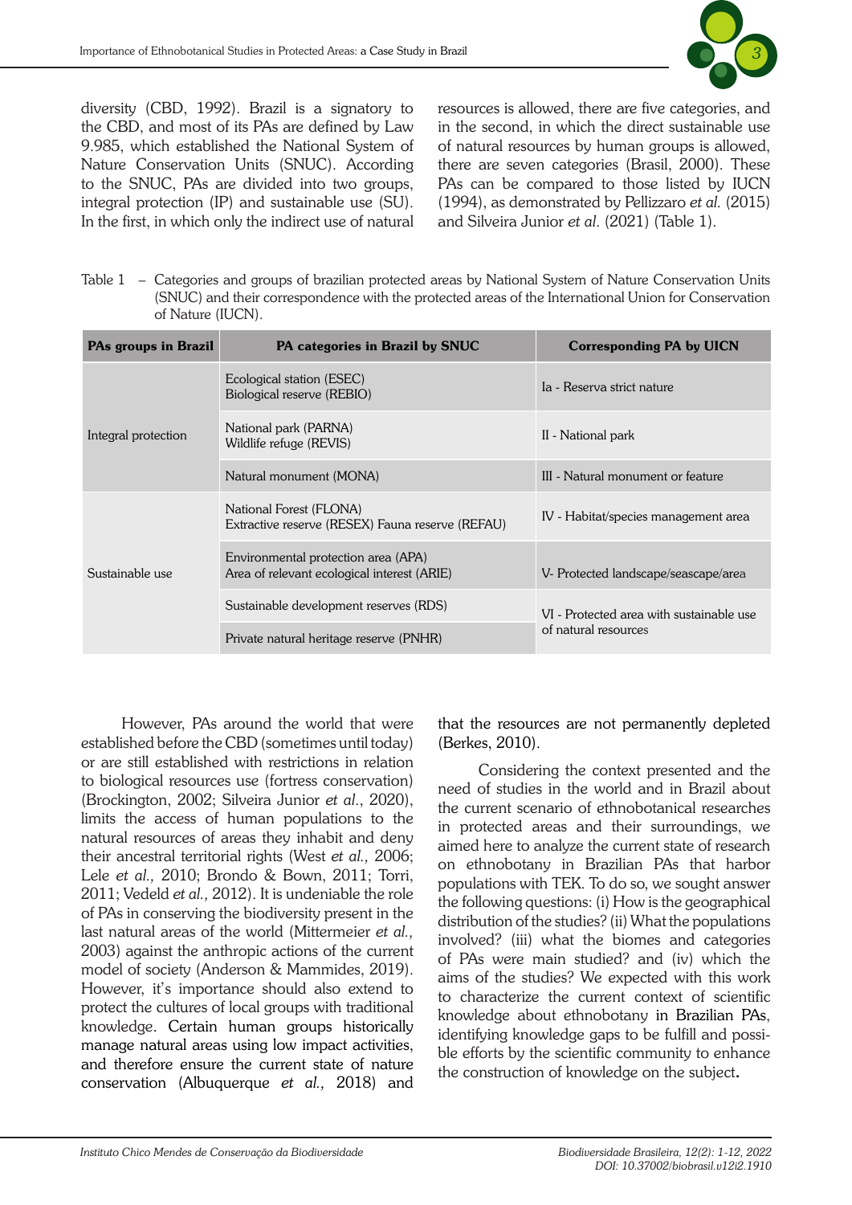diversity (CBD, 1992). Brazil is a signatory to the CBD, and most of its PAs are defined by Law 9.985, which established the National System of Nature Conservation Units (SNUC). According to the SNUC, PAs are divided into two groups, integral protection (IP) and sustainable use (SU). In the first, in which only the indirect use of natural resources is allowed, there are five categories, and in the second, in which the direct sustainable use of natural resources by human groups is allowed, there are seven categories (Brasil, 2000). These PAs can be compared to those listed by IUCN (1994), as demonstrated by Pellizzaro *et al.* (2015) and Silveira Junior *et al.* (2021) (Table 1).

Table 1 – Categories and groups of brazilian protected areas by National System of Nature Conservation Units (SNUC) and their correspondence with the protected areas of the International Union for Conservation of Nature (IUCN).

| PAs groups in Brazil | PA categories in Brazil by SNUC | Corresponding PA by UICN |
|---|---|---|
| Integral protection | Ecological station (ESEC)<br>Biological reserve (REBIO) | Ia - Reserva strict nature |
| | National park (PARNA)<br>Wildlife refuge (REVIS) | II - National park |
| | Natural monument (MONA) | III - Natural monument or feature |
| Sustainable use | National Forest (FLONA)<br>Extractive reserve (RESEX) Fauna reserve (REFAU) | IV - Habitat/species management area |
| | Environmental protection area (APA)<br>Area of relevant ecological interest (ARIE) | V- Protected landscape/seascape/area |
| | Sustainable development reserves (RDS) | VI - Protected area with sustainable use of natural resources |
| | Private natural heritage reserve (PNHR) | |

However, PAs around the world that were established before the CBD (sometimes until today) or are still established with restrictions in relation to biological resources use (fortress conservation) (Brockington, 2002; Silveira Junior *et al.*, 2020), limits the access of human populations to the natural resources of areas they inhabit and deny their ancestral territorial rights (West *et al.,* 2006; Lele *et al.,* 2010; Brondo & Bown, 2011; Torri, 2011; Vedeld *et al.,* 2012). It is undeniable the role of PAs in conserving the biodiversity present in the last natural areas of the world (Mittermeier *et al.,* 2003) against the anthropic actions of the current model of society (Anderson & Mammides, 2019). However, it's importance should also extend to protect the cultures of local groups with traditional knowledge. Certain human groups historically manage natural areas using low impact activities, and therefore ensure the current state of nature conservation (Albuquerque *et al.,* 2018) and that the resources are not permanently depleted (Berkes, 2010).

Considering the context presented and the need of studies in the world and in Brazil about the current scenario of ethnobotanical researches in protected areas and their surroundings, we aimed here to analyze the current state of research on ethnobotany in Brazilian PAs that harbor populations with TEK. To do so, we sought answer the following questions: (i) How is the geographical distribution of the studies? (ii) What the populations involved? (iii) what the biomes and categories of PAs were main studied? and (iv) which the aims of the studies? We expected with this work to characterize the current context of scientific knowledge about ethnobotany in Brazilian PAs, identifying knowledge gaps to be fulfill and possible efforts by the scientific community to enhance the construction of knowledge on the subject.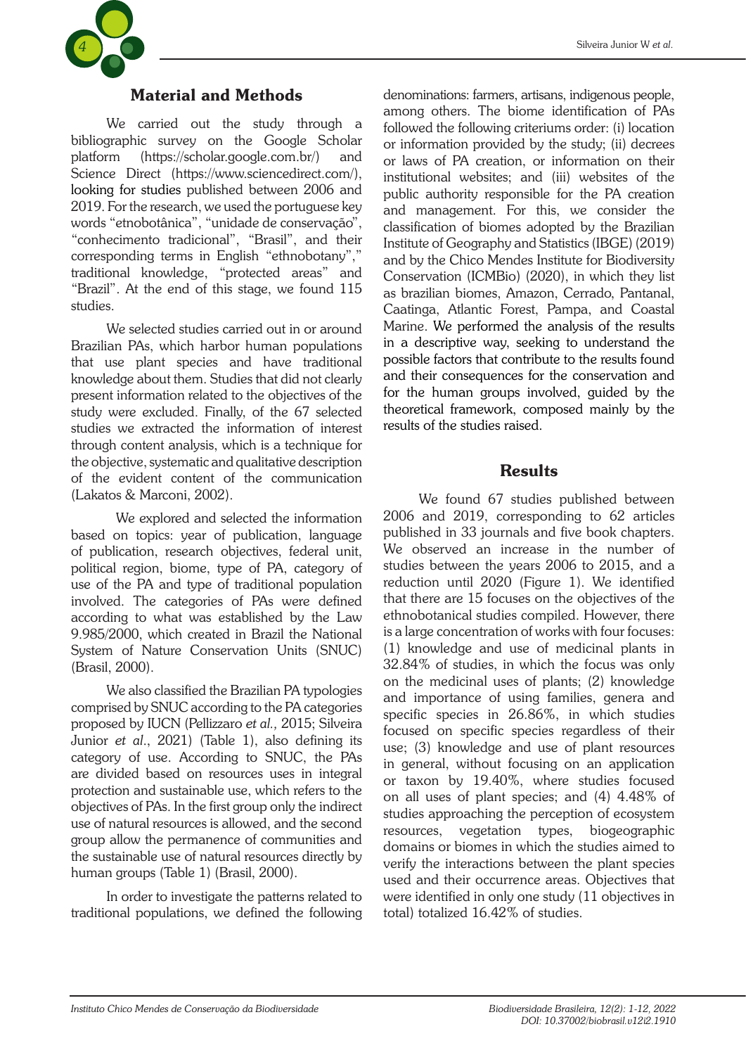## Material and Methods

We carried out the study through a bibliographic survey on the Google Scholar platform (https://scholar.google.com.br/) and Science Direct (https://www.sciencedirect.com/), looking for studies published between 2006 and 2019. For the research, we used the portuguese key words "etnobotânica", "unidade de conservação", "conhecimento tradicional", "Brasil", and their corresponding terms in English "ethnobotany"," traditional knowledge, "protected areas" and "Brazil". At the end of this stage, we found 115 studies.

We selected studies carried out in or around Brazilian PAs, which harbor human populations that use plant species and have traditional knowledge about them. Studies that did not clearly present information related to the objectives of the study were excluded. Finally, of the 67 selected studies we extracted the information of interest through content analysis, which is a technique for the objective, systematic and qualitative description of the evident content of the communication (Lakatos & Marconi, 2002).

We explored and selected the information based on topics: year of publication, language of publication, research objectives, federal unit, political region, biome, type of PA, category of use of the PA and type of traditional population involved. The categories of PAs were defined according to what was established by the Law 9.985/2000, which created in Brazil the National System of Nature Conservation Units (SNUC) (Brasil, 2000).

We also classified the Brazilian PA typologies comprised by SNUC according to the PA categories proposed by IUCN (Pellizzaro *et al.,* 2015; Silveira Junior *et al*., 2021) (Table 1), also defining its category of use. According to SNUC, the PAs are divided based on resources uses in integral protection and sustainable use, which refers to the objectives of PAs. In the first group only the indirect use of natural resources is allowed, and the second group allow the permanence of communities and the sustainable use of natural resources directly by human groups (Table 1) (Brasil, 2000).

In order to investigate the patterns related to traditional populations, we defined the following denominations: farmers, artisans, indigenous people, among others. The biome identification of PAs followed the following criteriums order: (i) location or information provided by the study; (ii) decrees or laws of PA creation, or information on their institutional websites; and (iii) websites of the public authority responsible for the PA creation and management. For this, we consider the classification of biomes adopted by the Brazilian Institute of Geography and Statistics (IBGE) (2019) and by the Chico Mendes Institute for Biodiversity Conservation (ICMBio) (2020), in which they list as brazilian biomes, Amazon, Cerrado, Pantanal, Caatinga, Atlantic Forest, Pampa, and Coastal Marine. We performed the analysis of the results in a descriptive way, seeking to understand the possible factors that contribute to the results found and their consequences for the conservation and for the human groups involved, guided by the theoretical framework, composed mainly by the results of the studies raised.

## Results

We found 67 studies published between 2006 and 2019, corresponding to 62 articles published in 33 journals and five book chapters. We observed an increase in the number of studies between the years 2006 to 2015, and a reduction until 2020 (Figure 1). We identified that there are 15 focuses on the objectives of the ethnobotanical studies compiled. However, there is a large concentration of works with four focuses: (1) knowledge and use of medicinal plants in 32.84% of studies, in which the focus was only on the medicinal uses of plants; (2) knowledge and importance of using families, genera and specific species in 26.86%, in which studies focused on specific species regardless of their use; (3) knowledge and use of plant resources in general, without focusing on an application or taxon by 19.40%, where studies focused on all uses of plant species; and (4) 4.48% of studies approaching the perception of ecosystem resources, vegetation types, biogeographic domains or biomes in which the studies aimed to verify the interactions between the plant species used and their occurrence areas. Objectives that were identified in only one study (11 objectives in total) totalized 16.42% of studies.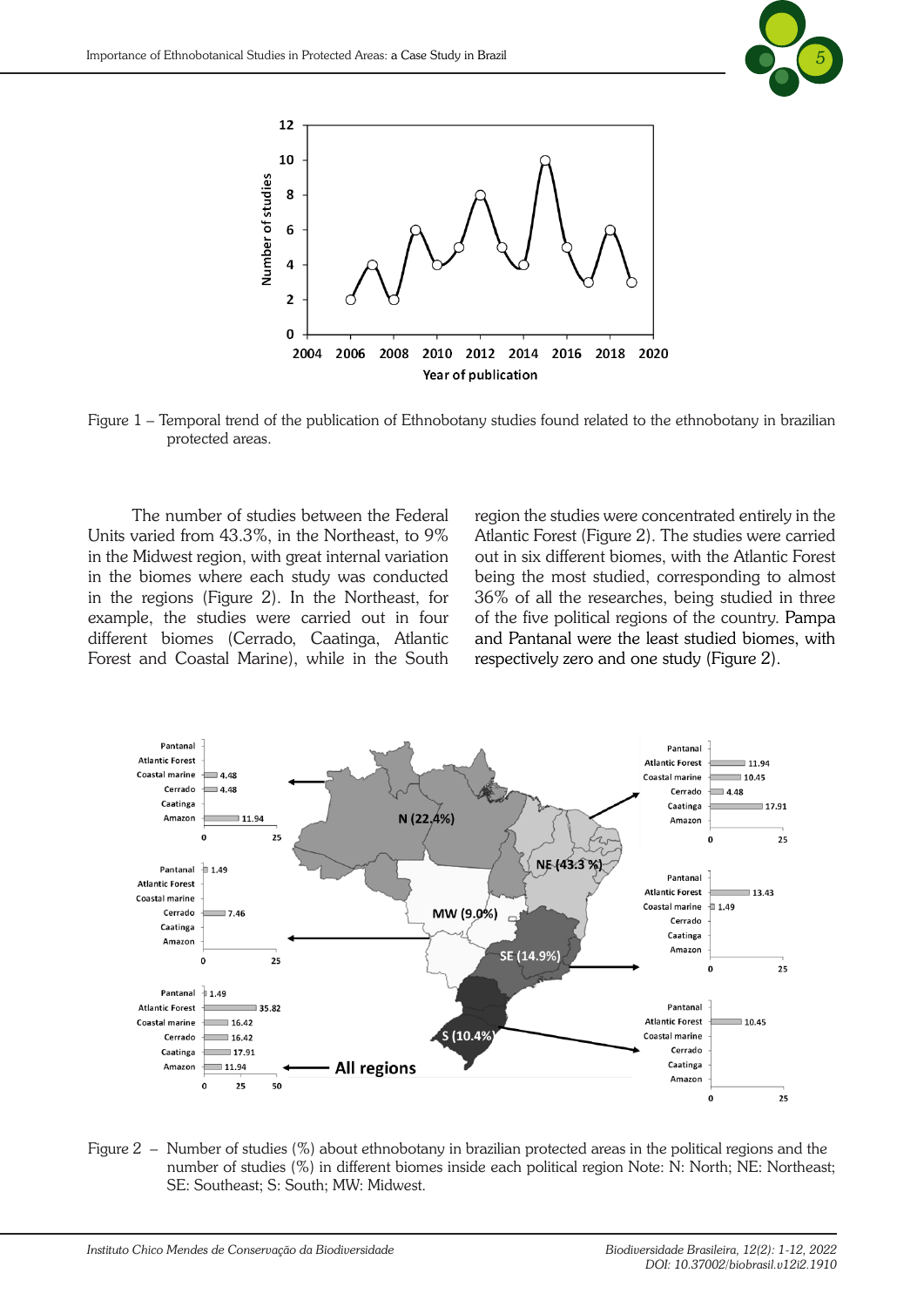Figure 1 – Temporal trend of the publication of Ethnobotany studies found related to the ethnobotany in brazilian protected areas.

The number of studies between the Federal Units varied from 43.3%, in the Northeast, to 9% in the Midwest region, with great internal variation in the biomes where each study was conducted in the regions (Figure 2). In the Northeast, for example, the studies were carried out in four different biomes (Cerrado, Caatinga, Atlantic Forest and Coastal Marine), while in the South region the studies were concentrated entirely in the Atlantic Forest (Figure 2). The studies were carried out in six different biomes, with the Atlantic Forest being the most studied, corresponding to almost 36% of all the researches, being studied in three of the five political regions of the country. Pampa and Pantanal were the least studied biomes, with respectively zero and one study (Figure 2).

Figure 2 – Number of studies (%) about ethnobotany in brazilian protected areas in the political regions and the number of studies (%) in different biomes inside each political region Note: N: North; NE: Northeast; SE: Southeast; S: South; MW: Midwest.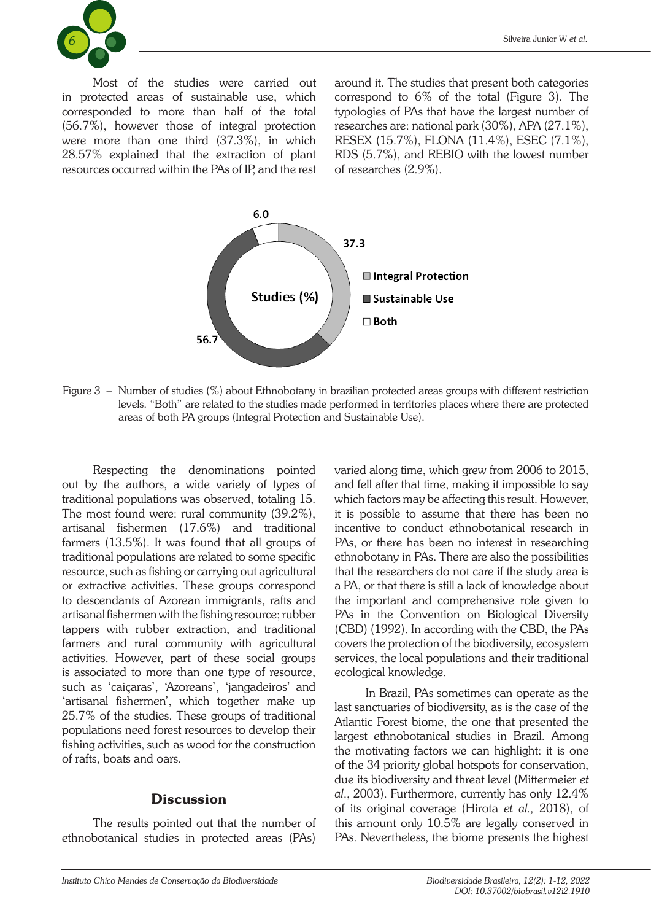Most of the studies were carried out in protected areas of sustainable use, which corresponded to more than half of the total (56.7%), however those of integral protection were more than one third (37.3%), in which 28.57% explained that the extraction of plant resources occurred within the PAs of IP, and the rest around it. The studies that present both categories correspond to 6% of the total (Figure 3). The typologies of PAs that have the largest number of researches are: national park (30%), APA (27.1%), RESEX (15.7%), FLONA (11.4%), ESEC (7.1%), RDS (5.7%), and REBIO with the lowest number of researches (2.9%).

Figure 3 – Number of studies (%) about Ethnobotany in brazilian protected areas groups with different restriction levels. "Both" are related to the studies made performed in territories places where there are protected areas of both PA groups (Integral Protection and Sustainable Use).

Respecting the denominations pointed out by the authors, a wide variety of types of traditional populations was observed, totaling 15. The most found were: rural community (39.2%), artisanal fishermen (17.6%) and traditional farmers (13.5%). It was found that all groups of traditional populations are related to some specific resource, such as fishing or carrying out agricultural or extractive activities. These groups correspond to descendants of Azorean immigrants, rafts and artisanal fishermen with the fishing resource; rubber tappers with rubber extraction, and traditional farmers and rural community with agricultural activities. However, part of these social groups is associated to more than one type of resource, such as 'caiçaras', 'Azoreans', 'jangadeiros' and 'artisanal fishermen', which together make up 25.7% of the studies. These groups of traditional populations need forest resources to develop their fishing activities, such as wood for the construction of rafts, boats and oars.

## Discussion

The results pointed out that the number of ethnobotanical studies in protected areas (PAs) varied along time, which grew from 2006 to 2015, and fell after that time, making it impossible to say which factors may be affecting this result. However, it is possible to assume that there has been no incentive to conduct ethnobotanical research in PAs, or there has been no interest in researching ethnobotany in PAs. There are also the possibilities that the researchers do not care if the study area is a PA, or that there is still a lack of knowledge about the important and comprehensive role given to PAs in the Convention on Biological Diversity (CBD) (1992). In according with the CBD, the PAs covers the protection of the biodiversity, ecosystem services, the local populations and their traditional ecological knowledge.

In Brazil, PAs sometimes can operate as the last sanctuaries of biodiversity, as is the case of the Atlantic Forest biome, the one that presented the largest ethnobotanical studies in Brazil. Among the motivating factors we can highlight: it is one of the 34 priority global hotspots for conservation, due its biodiversity and threat level (Mittermeier *et al.*, 2003). Furthermore, currently has only 12.4% of its original coverage (Hirota *et al.*, 2018), of this amount only 10.5% are legally conserved in PAs. Nevertheless, the biome presents the highest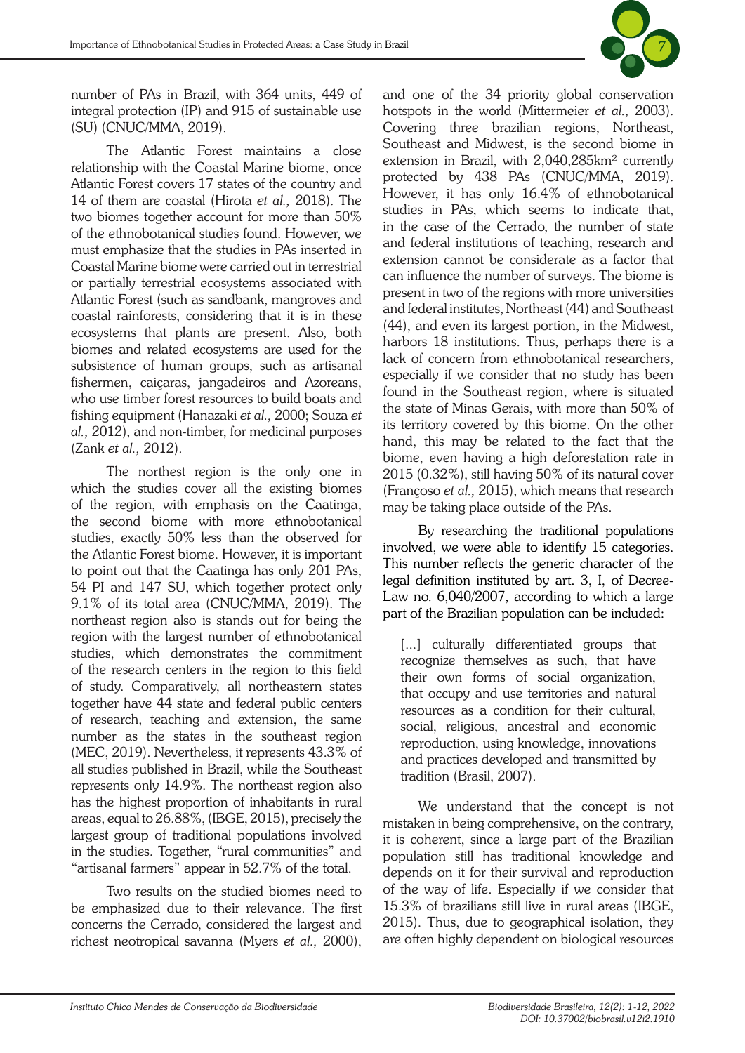number of PAs in Brazil, with 364 units, 449 of integral protection (IP) and 915 of sustainable use (SU) (CNUC/MMA, 2019).

The Atlantic Forest maintains a close relationship with the Coastal Marine biome, once Atlantic Forest covers 17 states of the country and 14 of them are coastal (Hirota *et al.,* 2018). The two biomes together account for more than 50% of the ethnobotanical studies found. However, we must emphasize that the studies in PAs inserted in Coastal Marine biome were carried out in terrestrial or partially terrestrial ecosystems associated with Atlantic Forest (such as sandbank, mangroves and coastal rainforests, considering that it is in these ecosystems that plants are present. Also, both biomes and related ecosystems are used for the subsistence of human groups, such as artisanal fishermen, caiçaras, jangadeiros and Azoreans, who use timber forest resources to build boats and fishing equipment (Hanazaki *et al.,* 2000; Souza *et al.,* 2012), and non-timber, for medicinal purposes (Zank *et al.,* 2012).

The northest region is the only one in which the studies cover all the existing biomes of the region, with emphasis on the Caatinga, the second biome with more ethnobotanical studies, exactly 50% less than the observed for the Atlantic Forest biome. However, it is important to point out that the Caatinga has only 201 PAs, 54 PI and 147 SU, which together protect only 9.1% of its total area (CNUC/MMA, 2019). The northeast region also is stands out for being the region with the largest number of ethnobotanical studies, which demonstrates the commitment of the research centers in the region to this field of study. Comparatively, all northeastern states together have 44 state and federal public centers of research, teaching and extension, the same number as the states in the southeast region (MEC, 2019). Nevertheless, it represents 43.3% of all studies published in Brazil, while the Southeast represents only 14.9%. The northeast region also has the highest proportion of inhabitants in rural areas, equal to 26.88%, (IBGE, 2015), precisely the largest group of traditional populations involved in the studies. Together, "rural communities" and "artisanal farmers" appear in 52.7% of the total.

Two results on the studied biomes need to be emphasized due to their relevance. The first concerns the Cerrado, considered the largest and richest neotropical savanna (Myers *et al.,* 2000), and one of the 34 priority global conservation hotspots in the world (Mittermeier *et al.,* 2003). Covering three brazilian regions, Northeast, Southeast and Midwest, is the second biome in extension in Brazil, with 2,040,285km² currently protected by 438 PAs (CNUC/MMA, 2019). However, it has only 16.4% of ethnobotanical studies in PAs, which seems to indicate that, in the case of the Cerrado, the number of state and federal institutions of teaching, research and extension cannot be considerate as a factor that can influence the number of surveys. The biome is present in two of the regions with more universities and federal institutes, Northeast (44) and Southeast (44), and even its largest portion, in the Midwest, harbors 18 institutions. Thus, perhaps there is a lack of concern from ethnobotanical researchers, especially if we consider that no study has been found in the Southeast region, where is situated the state of Minas Gerais, with more than 50% of its territory covered by this biome. On the other hand, this may be related to the fact that the biome, even having a high deforestation rate in 2015 (0.32%), still having 50% of its natural cover (Françoso *et al.,* 2015), which means that research may be taking place outside of the PAs.

By researching the traditional populations involved, we were able to identify 15 categories. This number reflects the generic character of the legal definition instituted by art. 3, I, of Decree-Law no. 6,040/2007, according to which a large part of the Brazilian population can be included:

> [...] culturally differentiated groups that recognize themselves as such, that have their own forms of social organization, that occupy and use territories and natural resources as a condition for their cultural, social, religious, ancestral and economic reproduction, using knowledge, innovations and practices developed and transmitted by tradition (Brasil, 2007).

We understand that the concept is not mistaken in being comprehensive, on the contrary, it is coherent, since a large part of the Brazilian population still has traditional knowledge and depends on it for their survival and reproduction of the way of life. Especially if we consider that 15.3% of brazilians still live in rural areas (IBGE, 2015). Thus, due to geographical isolation, they are often highly dependent on biological resources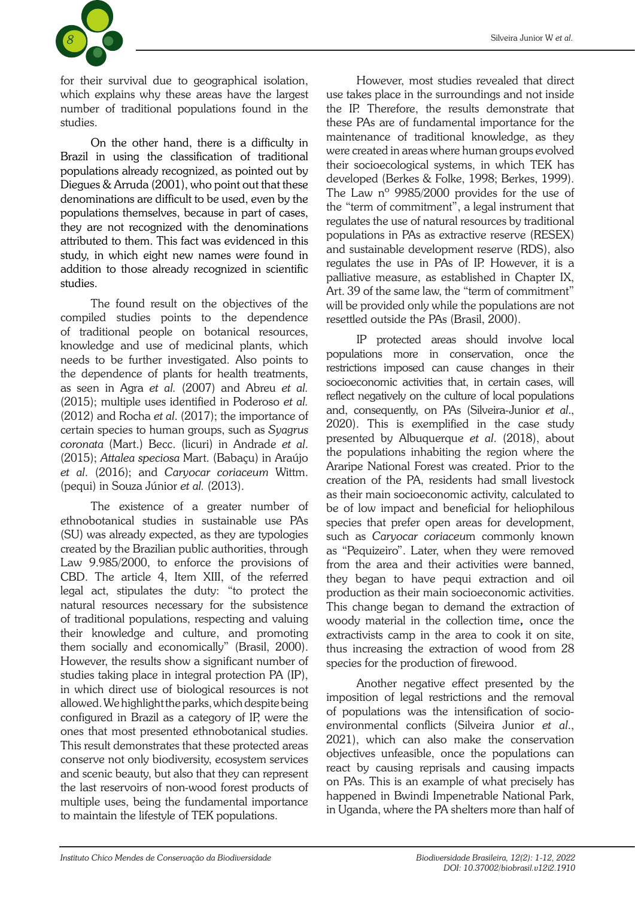for their survival due to geographical isolation, which explains why these areas have the largest number of traditional populations found in the studies.

On the other hand, there is a difficulty in Brazil in using the classification of traditional populations already recognized, as pointed out by Diegues & Arruda (2001), who point out that these denominations are difficult to be used, even by the populations themselves, because in part of cases, they are not recognized with the denominations attributed to them. This fact was evidenced in this study, in which eight new names were found in addition to those already recognized in scientific studies.

The found result on the objectives of the compiled studies points to the dependence of traditional people on botanical resources, knowledge and use of medicinal plants, which needs to be further investigated. Also points to the dependence of plants for health treatments, as seen in Agra *et al.* (2007) and Abreu *et al.* (2015); multiple uses identified in Poderoso *et al.* (2012) and Rocha *et al*. (2017); the importance of certain species to human groups, such as *Syagrus coronata* (Mart.) Becc. (licuri) in Andrade *et al*. (2015); *Attalea speciosa* Mart. (Babaçu) in Araújo *et al*. (2016); and *Caryocar coriaceum* Wittm. (pequi) in Souza Júnior *et al.* (2013).

The existence of a greater number of ethnobotanical studies in sustainable use PAs (SU) was already expected, as they are typologies created by the Brazilian public authorities, through Law 9.985/2000, to enforce the provisions of CBD. The article 4, Item XIII, of the referred legal act, stipulates the duty: "to protect the natural resources necessary for the subsistence of traditional populations, respecting and valuing their knowledge and culture, and promoting them socially and economically" (Brasil, 2000). However, the results show a significant number of studies taking place in integral protection PA (IP), in which direct use of biological resources is not allowed. We highlight the parks, which despite being configured in Brazil as a category of IP, were the ones that most presented ethnobotanical studies. This result demonstrates that these protected areas conserve not only biodiversity, ecosystem services and scenic beauty, but also that they can represent the last reservoirs of non-wood forest products of multiple uses, being the fundamental importance to maintain the lifestyle of TEK populations.

However, most studies revealed that direct use takes place in the surroundings and not inside the IP. Therefore, the results demonstrate that these PAs are of fundamental importance for the maintenance of traditional knowledge, as they were created in areas where human groups evolved their socioecological systems, in which TEK has developed (Berkes & Folke, 1998; Berkes, 1999). The Law nº 9985/2000 provides for the use of the "term of commitment", a legal instrument that regulates the use of natural resources by traditional populations in PAs as extractive reserve (RESEX) and sustainable development reserve (RDS), also regulates the use in PAs of IP. However, it is a palliative measure, as established in Chapter IX, Art. 39 of the same law, the "term of commitment" will be provided only while the populations are not resettled outside the PAs (Brasil, 2000).

IP protected areas should involve local populations more in conservation, once the restrictions imposed can cause changes in their socioeconomic activities that, in certain cases, will reflect negatively on the culture of local populations and, consequently, on PAs (Silveira-Junior *et al*., 2020). This is exemplified in the case study presented by Albuquerque *et al*. (2018), about the populations inhabiting the region where the Araripe National Forest was created. Prior to the creation of the PA, residents had small livestock as their main socioeconomic activity, calculated to be of low impact and beneficial for heliophilous species that prefer open areas for development, such as *Caryocar coriaceum* commonly known as "Pequizeiro". Later, when they were removed from the area and their activities were banned, they began to have pequi extraction and oil production as their main socioeconomic activities. This change began to demand the extraction of woody material in the collection time**,** once the extractivists camp in the area to cook it on site, thus increasing the extraction of wood from 28 species for the production of firewood.

Another negative effect presented by the imposition of legal restrictions and the removal of populations was the intensification of socio-environmental conflicts (Silveira Junior *et al*., 2021), which can also make the conservation objectives unfeasible, once the populations can react by causing reprisals and causing impacts on PAs. This is an example of what precisely has happened in Bwindi Impenetrable National Park, in Uganda, where the PA shelters more than half of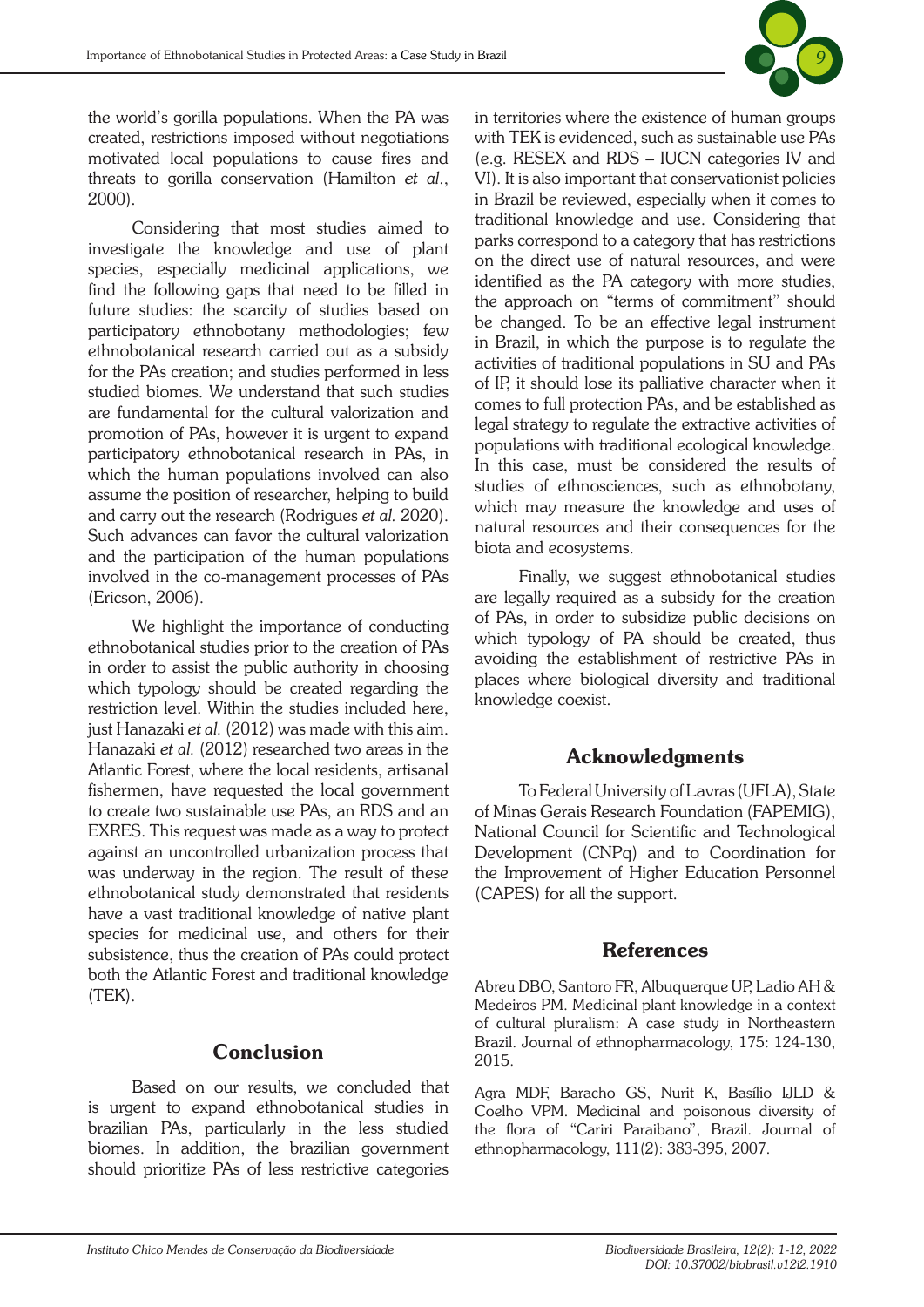the world's gorilla populations. When the PA was created, restrictions imposed without negotiations motivated local populations to cause fires and threats to gorilla conservation (Hamilton *et al*., 2000).

Considering that most studies aimed to investigate the knowledge and use of plant species, especially medicinal applications, we find the following gaps that need to be filled in future studies: the scarcity of studies based on participatory ethnobotany methodologies; few ethnobotanical research carried out as a subsidy for the PAs creation; and studies performed in less studied biomes. We understand that such studies are fundamental for the cultural valorization and promotion of PAs, however it is urgent to expand participatory ethnobotanical research in PAs, in which the human populations involved can also assume the position of researcher, helping to build and carry out the research (Rodrigues *et al.* 2020). Such advances can favor the cultural valorization and the participation of the human populations involved in the co-management processes of PAs (Ericson, 2006).

We highlight the importance of conducting ethnobotanical studies prior to the creation of PAs in order to assist the public authority in choosing which typology should be created regarding the restriction level. Within the studies included here, just Hanazaki *et al.* (2012) was made with this aim. Hanazaki *et al.* (2012) researched two areas in the Atlantic Forest, where the local residents, artisanal fishermen, have requested the local government to create two sustainable use PAs, an RDS and an EXRES. This request was made as a way to protect against an uncontrolled urbanization process that was underway in the region. The result of these ethnobotanical study demonstrated that residents have a vast traditional knowledge of native plant species for medicinal use, and others for their subsistence, thus the creation of PAs could protect both the Atlantic Forest and traditional knowledge (TEK).

## Conclusion

Based on our results, we concluded that is urgent to expand ethnobotanical studies in brazilian PAs, particularly in the less studied biomes. In addition, the brazilian government should prioritize PAs of less restrictive categories in territories where the existence of human groups with TEK is evidenced, such as sustainable use PAs (e.g. RESEX and RDS – IUCN categories IV and VI). It is also important that conservationist policies in Brazil be reviewed, especially when it comes to traditional knowledge and use. Considering that parks correspond to a category that has restrictions on the direct use of natural resources, and were identified as the PA category with more studies, the approach on "terms of commitment" should be changed. To be an effective legal instrument in Brazil, in which the purpose is to regulate the activities of traditional populations in SU and PAs of IP, it should lose its palliative character when it comes to full protection PAs, and be established as legal strategy to regulate the extractive activities of populations with traditional ecological knowledge. In this case, must be considered the results of studies of ethnosciences, such as ethnobotany, which may measure the knowledge and uses of natural resources and their consequences for the biota and ecosystems.

Finally, we suggest ethnobotanical studies are legally required as a subsidy for the creation of PAs, in order to subsidize public decisions on which typology of PA should be created, thus avoiding the establishment of restrictive PAs in places where biological diversity and traditional knowledge coexist.

## Acknowledgments

To Federal University of Lavras (UFLA), State of Minas Gerais Research Foundation (FAPEMIG), National Council for Scientific and Technological Development (CNPq) and to Coordination for the Improvement of Higher Education Personnel (CAPES) for all the support.

## References

Abreu DBO, Santoro FR, Albuquerque UP, Ladio AH & Medeiros PM. Medicinal plant knowledge in a context of cultural pluralism: A case study in Northeastern Brazil. Journal of ethnopharmacology, 175: 124-130, 2015.

Agra MDF, Baracho GS, Nurit K, Basílio IJLD & Coelho VPM. Medicinal and poisonous diversity of the flora of "Cariri Paraibano", Brazil. Journal of ethnopharmacology, 111(2): 383-395, 2007.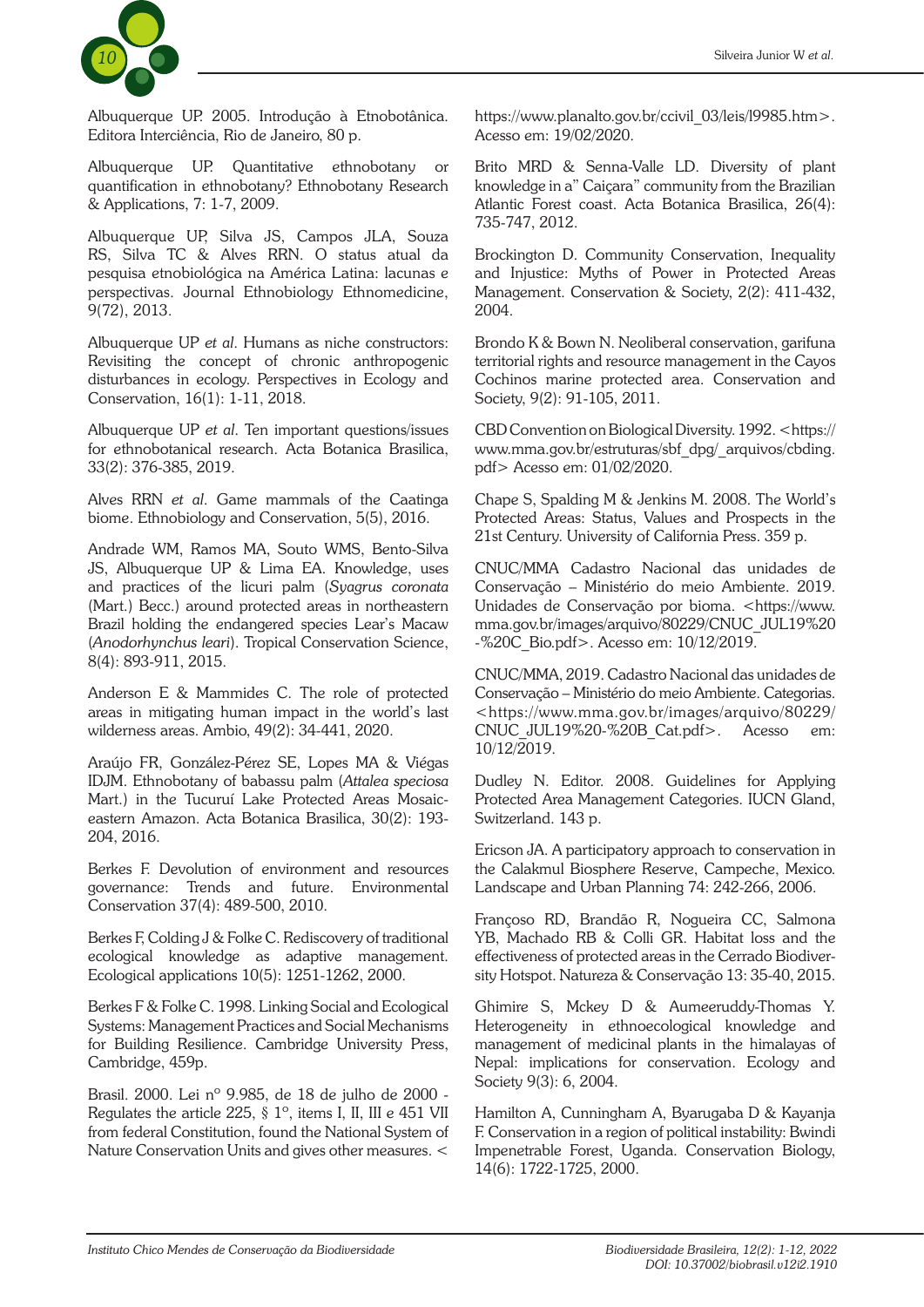Albuquerque UP. 2005. Introdução à Etnobotânica. Editora Interciência, Rio de Janeiro, 80 p.

Albuquerque UP. Quantitative ethnobotany or quantification in ethnobotany? Ethnobotany Research & Applications, 7: 1-7, 2009.

Albuquerque UP, Silva JS, Campos JLA, Souza RS, Silva TC & Alves RRN. O status atual da pesquisa etnobiológica na América Latina: lacunas e perspectivas. Journal Ethnobiology Ethnomedicine, 9(72), 2013.

Albuquerque UP *et al*. Humans as niche constructors: Revisiting the concept of chronic anthropogenic disturbances in ecology. Perspectives in Ecology and Conservation, 16(1): 1-11, 2018.

Albuquerque UP *et al*. Ten important questions/issues for ethnobotanical research. Acta Botanica Brasilica, 33(2): 376-385, 2019.

Alves RRN *et al*. Game mammals of the Caatinga biome. Ethnobiology and Conservation, 5(5), 2016.

Andrade WM, Ramos MA, Souto WMS, Bento-Silva JS, Albuquerque UP & Lima EA. Knowledge, uses and practices of the licuri palm (*Syagrus coronata* (Mart.) Becc.) around protected areas in northeastern Brazil holding the endangered species Lear's Macaw (*Anodorhynchus leari*). Tropical Conservation Science, 8(4): 893-911, 2015.

Anderson E & Mammides C. The role of protected areas in mitigating human impact in the world's last wilderness areas. Ambio, 49(2): 34-441, 2020.

Araújo FR, González-Pérez SE, Lopes MA & Viégas IDJM. Ethnobotany of babassu palm (*Attalea speciosa* Mart.) in the Tucuruí Lake Protected Areas Mosaic-eastern Amazon. Acta Botanica Brasilica, 30(2): 193-204, 2016.

Berkes F. Devolution of environment and resources governance: Trends and future. Environmental Conservation 37(4): 489-500, 2010.

Berkes F, Colding J & Folke C. Rediscovery of traditional ecological knowledge as adaptive management. Ecological applications 10(5): 1251-1262, 2000.

Berkes F & Folke C. 1998. Linking Social and Ecological Systems: Management Practices and Social Mechanisms for Building Resilience. Cambridge University Press, Cambridge, 459p.

Brasil. 2000. Lei nº 9.985, de 18 de julho de 2000 - Regulates the article 225, § 1º, items I, II, III e 451 VII from federal Constitution, found the National System of Nature Conservation Units and gives other measures. <https://www.planalto.gov.br/ccivil_03/leis/l9985.htm>. Acesso em: 19/02/2020.

Brito MRD & Senna-Valle LD. Diversity of plant knowledge in a" Caiçara" community from the Brazilian Atlantic Forest coast. Acta Botanica Brasilica, 26(4): 735-747, 2012.

Brockington D. Community Conservation, Inequality and Injustice: Myths of Power in Protected Areas Management. Conservation & Society, 2(2): 411-432, 2004.

Brondo K & Bown N. Neoliberal conservation, garifuna territorial rights and resource management in the Cayos Cochinos marine protected area. Conservation and Society, 9(2): 91-105, 2011.

CBD Convention on Biological Diversity. 1992. <https://www.mma.gov.br/estruturas/sbf_dpg/_arquivos/cbding.pdf> Acesso em: 01/02/2020.

Chape S, Spalding M & Jenkins M. 2008. The World's Protected Areas: Status, Values and Prospects in the 21st Century. University of California Press. 359 p.

CNUC/MMA Cadastro Nacional das unidades de Conservação – Ministério do meio Ambiente. 2019. Unidades de Conservação por bioma. <https://www.mma.gov.br/images/arquivo/80229/CNUC_JUL19%20-%20C_Bio.pdf>. Acesso em: 10/12/2019.

CNUC/MMA, 2019. Cadastro Nacional das unidades de Conservação – Ministério do meio Ambiente. Categorias. <https://www.mma.gov.br/images/arquivo/80229/CNUC_JUL19%20-%20B_Cat.pdf>. Acesso em: 10/12/2019.

Dudley N. Editor. 2008. Guidelines for Applying Protected Area Management Categories. IUCN Gland, Switzerland. 143 p.

Ericson JA. A participatory approach to conservation in the Calakmul Biosphere Reserve, Campeche, Mexico. Landscape and Urban Planning 74: 242-266, 2006.

Françoso RD, Brandão R, Nogueira CC, Salmona YB, Machado RB & Colli GR. Habitat loss and the effectiveness of protected areas in the Cerrado Biodiversity Hotspot. Natureza & Conservação 13: 35-40, 2015.

Ghimire S, Mckey D & Aumeeruddy-Thomas Y. Heterogeneity in ethnoecological knowledge and management of medicinal plants in the himalayas of Nepal: implications for conservation. Ecology and Society 9(3): 6, 2004.

Hamilton A, Cunningham A, Byarugaba D & Kayanja F. Conservation in a region of political instability: Bwindi Impenetrable Forest, Uganda. Conservation Biology, 14(6): 1722-1725, 2000.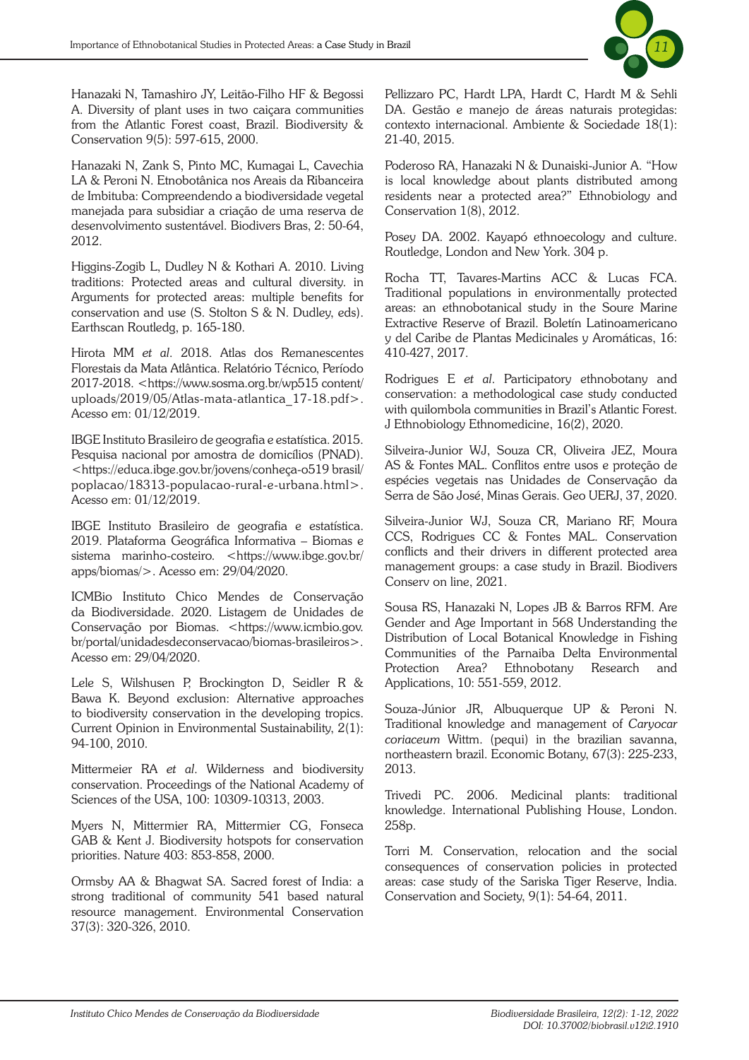Hanazaki N, Tamashiro JY, Leitão-Filho HF & Begossi A. Diversity of plant uses in two caiçara communities from the Atlantic Forest coast, Brazil. Biodiversity & Conservation 9(5): 597-615, 2000.

Hanazaki N, Zank S, Pinto MC, Kumagai L, Cavechia LA & Peroni N. Etnobotânica nos Areais da Ribanceira de Imbituba: Compreendendo a biodiversidade vegetal manejada para subsidiar a criação de uma reserva de desenvolvimento sustentável. Biodivers Bras, 2: 50-64, 2012.

Higgins-Zogib L, Dudley N & Kothari A. 2010. Living traditions: Protected areas and cultural diversity. in Arguments for protected areas: multiple benefits for conservation and use (S. Stolton S & N. Dudley, eds). Earthscan Routledg, p. 165-180.

Hirota MM *et al*. 2018. Atlas dos Remanescentes Florestais da Mata Atlântica. Relatório Técnico, Período 2017-2018. <https://www.sosma.org.br/wp515 content/uploads/2019/05/Atlas-mata-atlantica_17-18.pdf>. Acesso em: 01/12/2019.

IBGE Instituto Brasileiro de geografia e estatística. 2015. Pesquisa nacional por amostra de domicílios (PNAD). <https://educa.ibge.gov.br/jovens/conheça-o519 brasil/poplacao/18313-populacao-rural-e-urbana.html>. Acesso em: 01/12/2019.

IBGE Instituto Brasileiro de geografia e estatística. 2019. Plataforma Geográfica Informativa – Biomas e sistema marinho-costeiro. <https://www.ibge.gov.br/apps/biomas/>. Acesso em: 29/04/2020.

ICMBio Instituto Chico Mendes de Conservação da Biodiversidade. 2020. Listagem de Unidades de Conservação por Biomas. <https://www.icmbio.gov.br/portal/unidadesdeconservacao/biomas-brasileiros>. Acesso em: 29/04/2020.

Lele S, Wilshusen P, Brockington D, Seidler R & Bawa K. Beyond exclusion: Alternative approaches to biodiversity conservation in the developing tropics. Current Opinion in Environmental Sustainability, 2(1): 94-100, 2010.

Mittermeier RA *et al*. Wilderness and biodiversity conservation. Proceedings of the National Academy of Sciences of the USA, 100: 10309-10313, 2003.

Myers N, Mittermier RA, Mittermier CG, Fonseca GAB & Kent J. Biodiversity hotspots for conservation priorities. Nature 403: 853-858, 2000.

Ormsby AA & Bhagwat SA. Sacred forest of India: a strong traditional of community 541 based natural resource management. Environmental Conservation 37(3): 320-326, 2010.

Pellizzaro PC, Hardt LPA, Hardt C, Hardt M & Sehli DA. Gestão e manejo de áreas naturais protegidas: contexto internacional. Ambiente & Sociedade 18(1): 21-40, 2015.

Poderoso RA, Hanazaki N & Dunaiski-Junior A. "How is local knowledge about plants distributed among residents near a protected area?" Ethnobiology and Conservation 1(8), 2012.

Posey DA. 2002. Kayapó ethnoecology and culture. Routledge, London and New York. 304 p.

Rocha TT, Tavares-Martins ACC & Lucas FCA. Traditional populations in environmentally protected areas: an ethnobotanical study in the Soure Marine Extractive Reserve of Brazil. Boletín Latinoamericano y del Caribe de Plantas Medicinales y Aromáticas, 16: 410-427, 2017.

Rodrigues E *et al*. Participatory ethnobotany and conservation: a methodological case study conducted with quilombola communities in Brazil's Atlantic Forest. J Ethnobiology Ethnomedicine, 16(2), 2020.

Silveira-Junior WJ, Souza CR, Oliveira JEZ, Moura AS & Fontes MAL. Conflitos entre usos e proteção de espécies vegetais nas Unidades de Conservação da Serra de São José, Minas Gerais. Geo UERJ, 37, 2020.

Silveira-Junior WJ, Souza CR, Mariano RF, Moura CCS, Rodrigues CC & Fontes MAL. Conservation conflicts and their drivers in different protected area management groups: a case study in Brazil. Biodivers Conserv on line, 2021.

Sousa RS, Hanazaki N, Lopes JB & Barros RFM. Are Gender and Age Important in 568 Understanding the Distribution of Local Botanical Knowledge in Fishing Communities of the Parnaiba Delta Environmental Protection Area? Ethnobotany Research and Applications, 10: 551-559, 2012.

Souza-Júnior JR, Albuquerque UP & Peroni N. Traditional knowledge and management of *Caryocar coriaceum* Wittm. (pequi) in the brazilian savanna, northeastern brazil. Economic Botany, 67(3): 225-233, 2013.

Trivedi PC. 2006. Medicinal plants: traditional knowledge. International Publishing House, London. 258p.

Torri M. Conservation, relocation and the social consequences of conservation policies in protected areas: case study of the Sariska Tiger Reserve, India. Conservation and Society, 9(1): 54-64, 2011.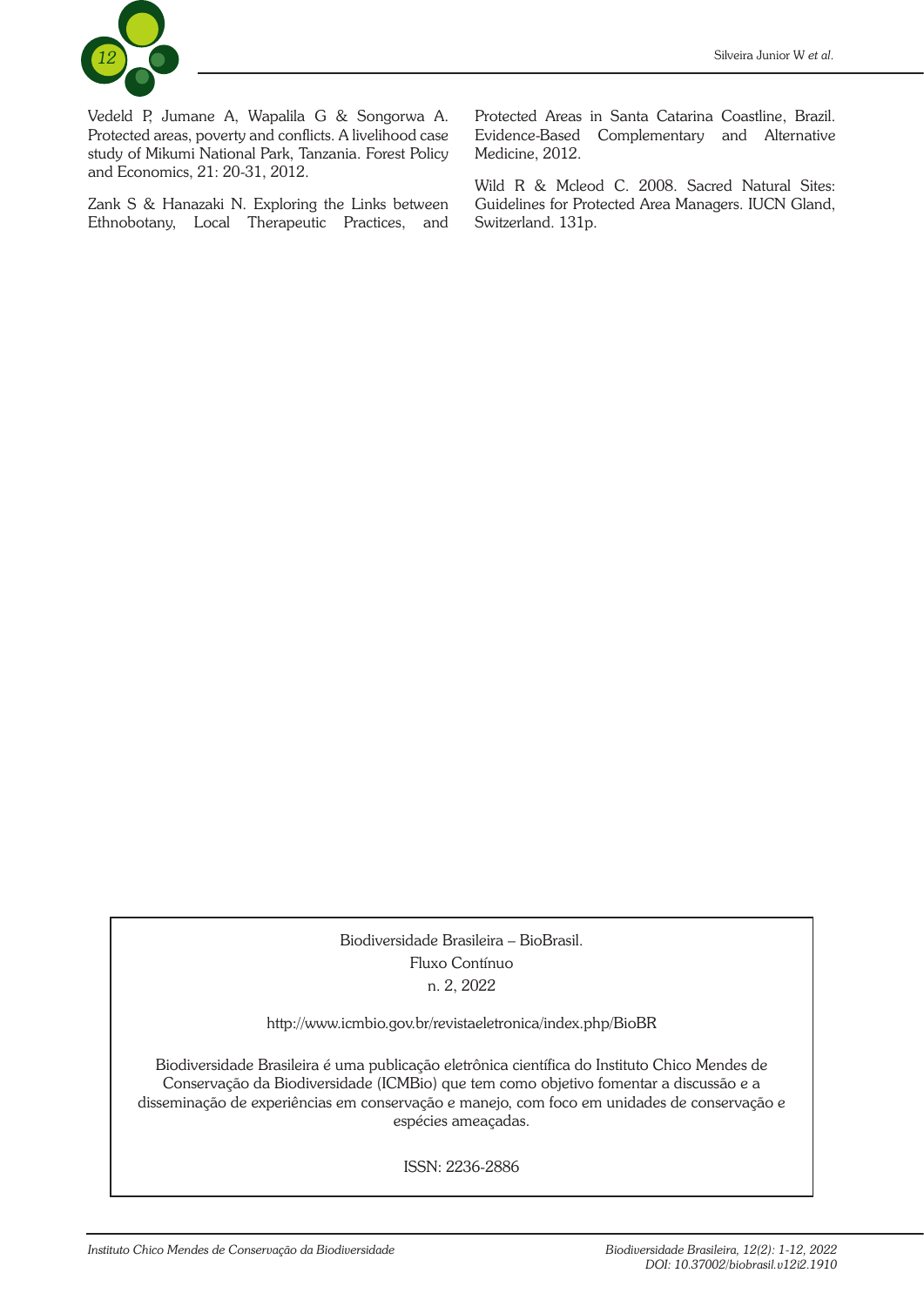Vedeld P, Jumane A, Wapalila G & Songorwa A. Protected areas, poverty and conflicts. A livelihood case study of Mikumi National Park, Tanzania. Forest Policy and Economics, 21: 20-31, 2012.

Zank S & Hanazaki N. Exploring the Links between Ethnobotany, Local Therapeutic Practices, and Protected Areas in Santa Catarina Coastline, Brazil. Evidence-Based Complementary and Alternative Medicine, 2012.

Wild R & Mcleod C. 2008. Sacred Natural Sites: Guidelines for Protected Area Managers. IUCN Gland, Switzerland. 131p.

Biodiversidade Brasileira – BioBrasil.
Fluxo Contínuo
n. 2, 2022

http://www.icmbio.gov.br/revistaeletronica/index.php/BioBR

Biodiversidade Brasileira é uma publicação eletrônica científica do Instituto Chico Mendes de Conservação da Biodiversidade (ICMBio) que tem como objetivo fomentar a discussão e a disseminação de experiências em conservação e manejo, com foco em unidades de conservação e espécies ameaçadas.

ISSN: 2236-2886